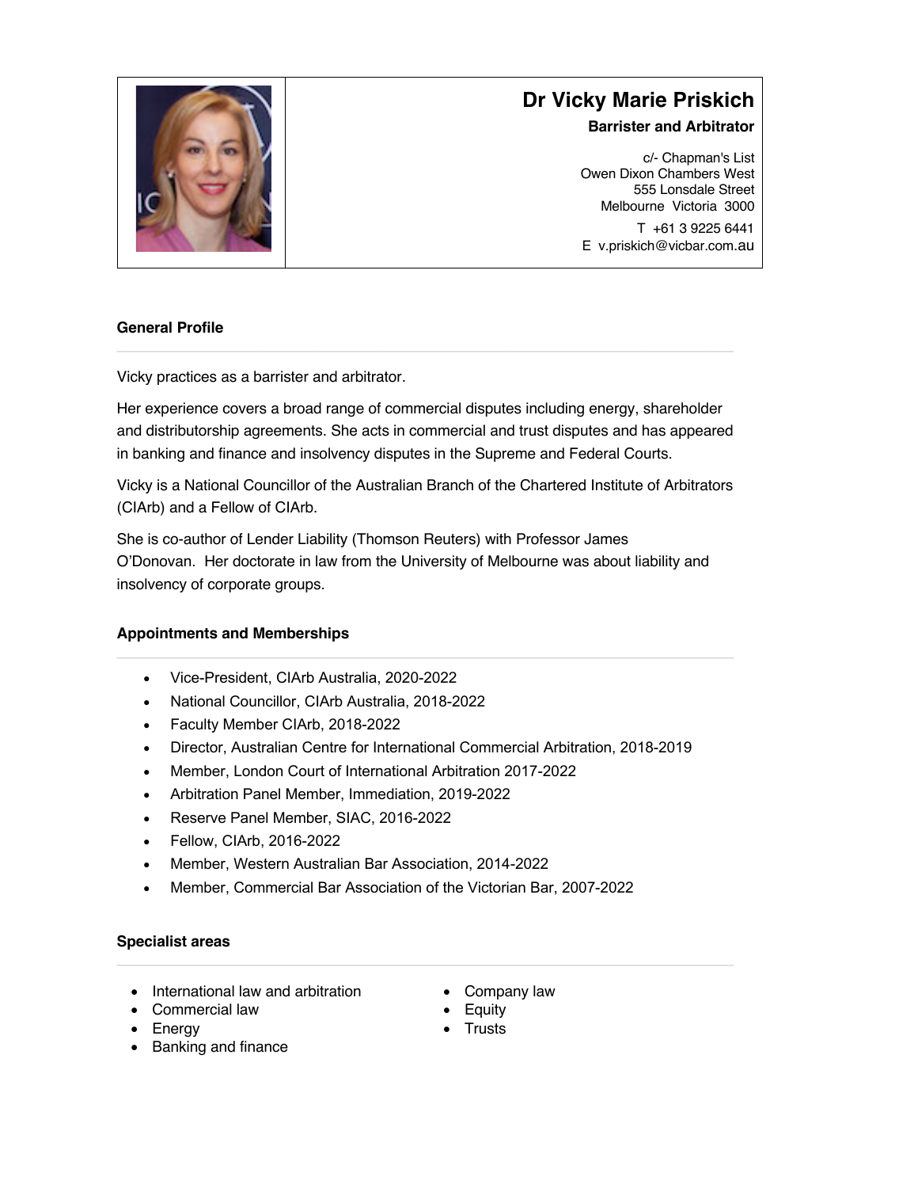# Dr Vicky Marie Priskich

**Barrister and Arbitrator**

c/- Chapman's List
Owen Dixon Chambers West
555 Lonsdale Street
Melbourne Victoria 3000

T +61 3 9225 6441
E v.priskich@vicbar.com.au

## General Profile

Vicky practices as a barrister and arbitrator.

Her experience covers a broad range of commercial disputes including energy, shareholder and distributorship agreements. She acts in commercial and trust disputes and has appeared in banking and finance and insolvency disputes in the Supreme and Federal Courts.

Vicky is a National Councillor of the Australian Branch of the Chartered Institute of Arbitrators (CIArb) and a Fellow of CIArb.

She is co-author of Lender Liability (Thomson Reuters) with Professor James O'Donovan. Her doctorate in law from the University of Melbourne was about liability and insolvency of corporate groups.

## Appointments and Memberships

- Vice-President, CIArb Australia, 2020-2022
- National Councillor, CIArb Australia, 2018-2022
- Faculty Member CIArb, 2018-2022
- Director, Australian Centre for International Commercial Arbitration, 2018-2019
- Member, London Court of International Arbitration 2017-2022
- Arbitration Panel Member, Immediation, 2019-2022
- Reserve Panel Member, SIAC, 2016-2022
- Fellow, CIArb, 2016-2022
- Member, Western Australian Bar Association, 2014-2022
- Member, Commercial Bar Association of the Victorian Bar, 2007-2022

## Specialist areas

- International law and arbitration
- Commercial law
- Energy
- Banking and finance
- Company law
- Equity
- Trusts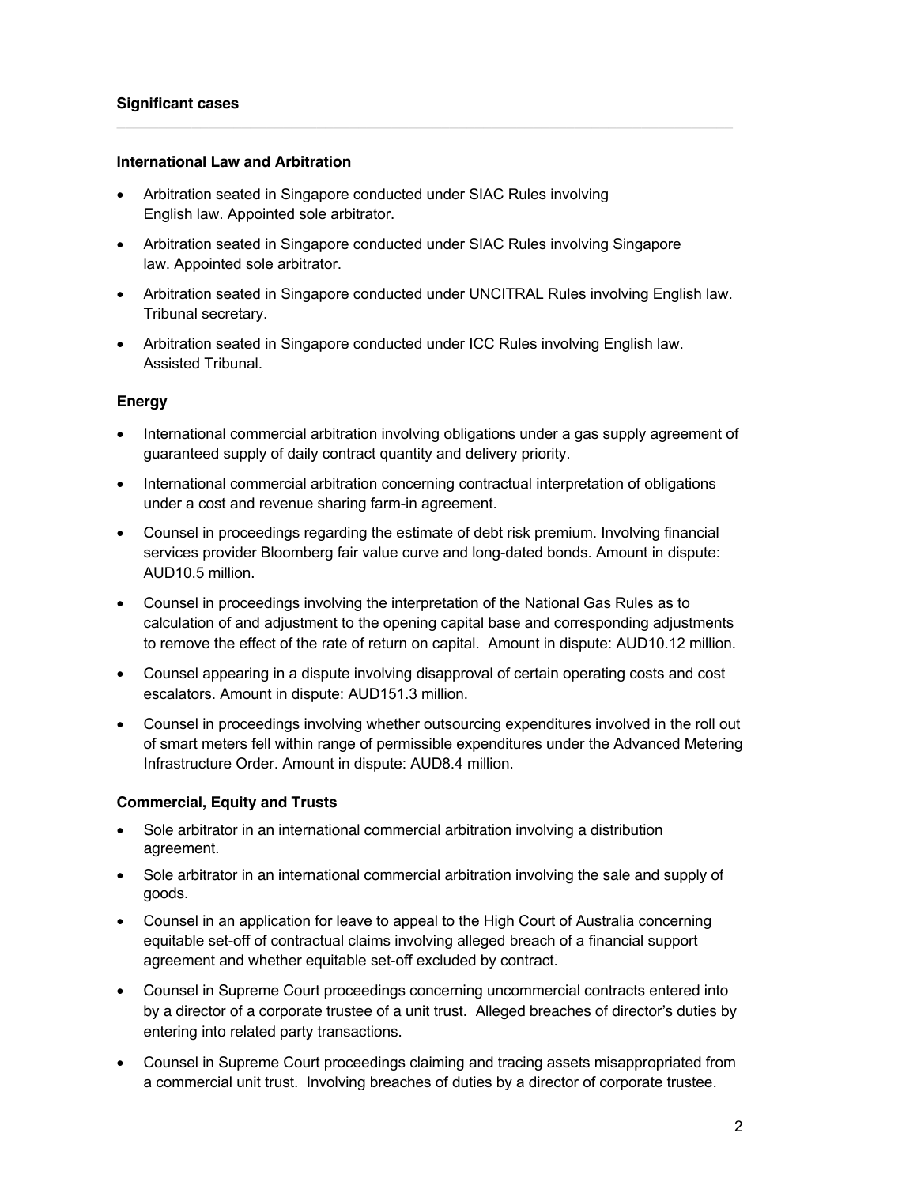## Significant cases

### International Law and Arbitration

- Arbitration seated in Singapore conducted under SIAC Rules involving English law. Appointed sole arbitrator.
- Arbitration seated in Singapore conducted under SIAC Rules involving Singapore law. Appointed sole arbitrator.
- Arbitration seated in Singapore conducted under UNCITRAL Rules involving English law. Tribunal secretary.
- Arbitration seated in Singapore conducted under ICC Rules involving English law. Assisted Tribunal.

### Energy

- International commercial arbitration involving obligations under a gas supply agreement of guaranteed supply of daily contract quantity and delivery priority.
- International commercial arbitration concerning contractual interpretation of obligations under a cost and revenue sharing farm-in agreement.
- Counsel in proceedings regarding the estimate of debt risk premium. Involving financial services provider Bloomberg fair value curve and long-dated bonds. Amount in dispute: AUD10.5 million.
- Counsel in proceedings involving the interpretation of the National Gas Rules as to calculation of and adjustment to the opening capital base and corresponding adjustments to remove the effect of the rate of return on capital. Amount in dispute: AUD10.12 million.
- Counsel appearing in a dispute involving disapproval of certain operating costs and cost escalators. Amount in dispute: AUD151.3 million.
- Counsel in proceedings involving whether outsourcing expenditures involved in the roll out of smart meters fell within range of permissible expenditures under the Advanced Metering Infrastructure Order. Amount in dispute: AUD8.4 million.

### Commercial, Equity and Trusts

- Sole arbitrator in an international commercial arbitration involving a distribution agreement.
- Sole arbitrator in an international commercial arbitration involving the sale and supply of goods.
- Counsel in an application for leave to appeal to the High Court of Australia concerning equitable set-off of contractual claims involving alleged breach of a financial support agreement and whether equitable set-off excluded by contract.
- Counsel in Supreme Court proceedings concerning uncommercial contracts entered into by a director of a corporate trustee of a unit trust. Alleged breaches of director's duties by entering into related party transactions.
- Counsel in Supreme Court proceedings claiming and tracing assets misappropriated from a commercial unit trust. Involving breaches of duties by a director of corporate trustee.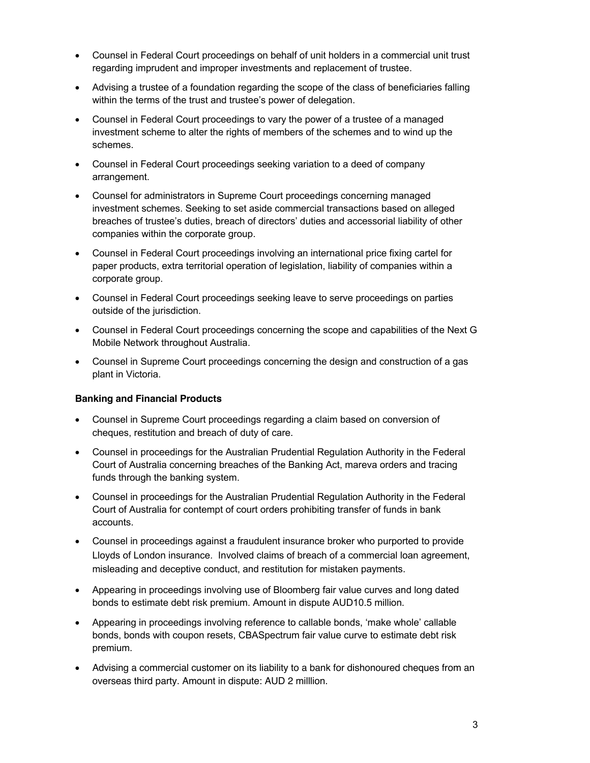- Counsel in Federal Court proceedings on behalf of unit holders in a commercial unit trust regarding imprudent and improper investments and replacement of trustee.
- Advising a trustee of a foundation regarding the scope of the class of beneficiaries falling within the terms of the trust and trustee's power of delegation.
- Counsel in Federal Court proceedings to vary the power of a trustee of a managed investment scheme to alter the rights of members of the schemes and to wind up the schemes.
- Counsel in Federal Court proceedings seeking variation to a deed of company arrangement.
- Counsel for administrators in Supreme Court proceedings concerning managed investment schemes. Seeking to set aside commercial transactions based on alleged breaches of trustee's duties, breach of directors' duties and accessorial liability of other companies within the corporate group.
- Counsel in Federal Court proceedings involving an international price fixing cartel for paper products, extra territorial operation of legislation, liability of companies within a corporate group.
- Counsel in Federal Court proceedings seeking leave to serve proceedings on parties outside of the jurisdiction.
- Counsel in Federal Court proceedings concerning the scope and capabilities of the Next G Mobile Network throughout Australia.
- Counsel in Supreme Court proceedings concerning the design and construction of a gas plant in Victoria.

**Banking and Financial Products**

- Counsel in Supreme Court proceedings regarding a claim based on conversion of cheques, restitution and breach of duty of care.
- Counsel in proceedings for the Australian Prudential Regulation Authority in the Federal Court of Australia concerning breaches of the Banking Act, mareva orders and tracing funds through the banking system.
- Counsel in proceedings for the Australian Prudential Regulation Authority in the Federal Court of Australia for contempt of court orders prohibiting transfer of funds in bank accounts.
- Counsel in proceedings against a fraudulent insurance broker who purported to provide Lloyds of London insurance. Involved claims of breach of a commercial loan agreement, misleading and deceptive conduct, and restitution for mistaken payments.
- Appearing in proceedings involving use of Bloomberg fair value curves and long dated bonds to estimate debt risk premium. Amount in dispute AUD10.5 million.
- Appearing in proceedings involving reference to callable bonds, 'make whole' callable bonds, bonds with coupon resets, CBASpectrum fair value curve to estimate debt risk premium.
- Advising a commercial customer on its liability to a bank for dishonoured cheques from an overseas third party. Amount in dispute: AUD 2 milllion.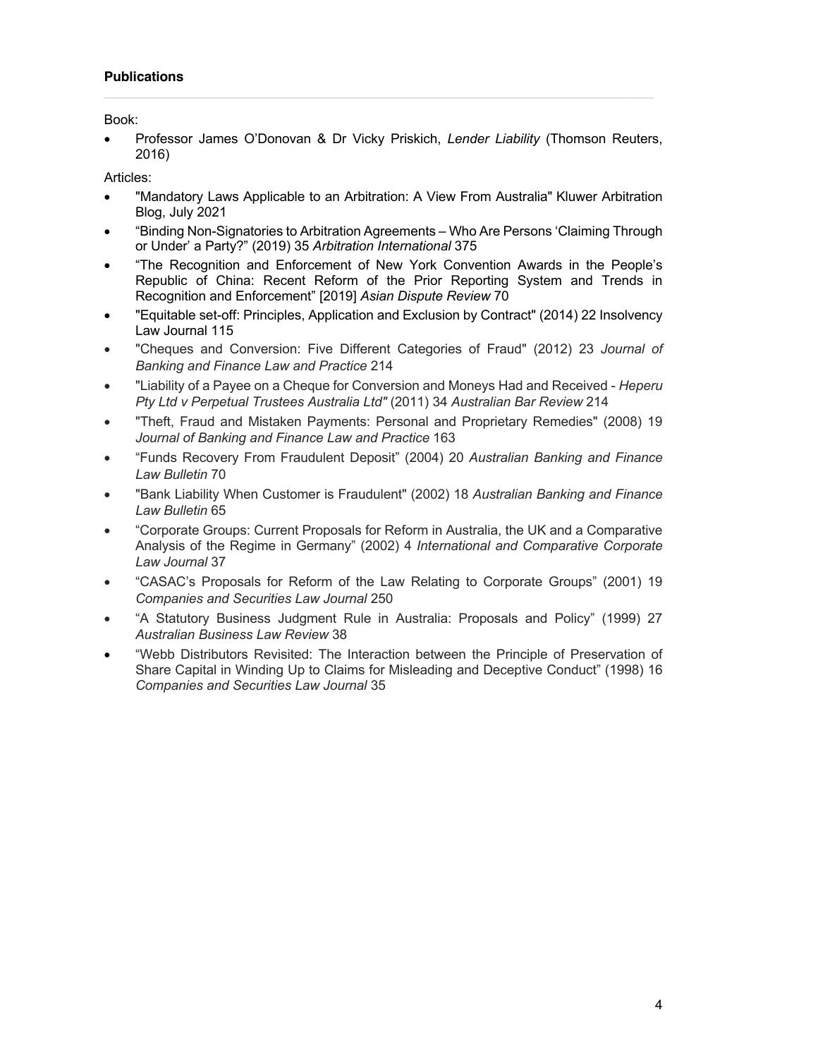**Publications**

---

Book:

- Professor James O'Donovan & Dr Vicky Priskich, *Lender Liability* (Thomson Reuters, 2016)

Articles:

- "Mandatory Laws Applicable to an Arbitration: A View From Australia" Kluwer Arbitration Blog, July 2021
- "Binding Non-Signatories to Arbitration Agreements – Who Are Persons 'Claiming Through or Under' a Party?" (2019) 35 *Arbitration International* 375
- "The Recognition and Enforcement of New York Convention Awards in the People's Republic of China: Recent Reform of the Prior Reporting System and Trends in Recognition and Enforcement" [2019] *Asian Dispute Review* 70
- "Equitable set-off: Principles, Application and Exclusion by Contract" (2014) 22 Insolvency Law Journal 115
- "Cheques and Conversion: Five Different Categories of Fraud" (2012) 23 *Journal of Banking and Finance Law and Practice* 214
- "Liability of a Payee on a Cheque for Conversion and Moneys Had and Received - *Heperu Pty Ltd v Perpetual Trustees Australia Ltd"* (2011) 34 *Australian Bar Review* 214
- "Theft, Fraud and Mistaken Payments: Personal and Proprietary Remedies" (2008) 19 *Journal of Banking and Finance Law and Practice* 163
- "Funds Recovery From Fraudulent Deposit" (2004) 20 *Australian Banking and Finance Law Bulletin* 70
- "Bank Liability When Customer is Fraudulent" (2002) 18 *Australian Banking and Finance Law Bulletin* 65
- "Corporate Groups: Current Proposals for Reform in Australia, the UK and a Comparative Analysis of the Regime in Germany" (2002) 4 *International and Comparative Corporate Law Journal* 37
- "CASAC's Proposals for Reform of the Law Relating to Corporate Groups" (2001) 19 *Companies and Securities Law Journal* 250
- "A Statutory Business Judgment Rule in Australia: Proposals and Policy" (1999) 27 *Australian Business Law Review* 38
- "Webb Distributors Revisited: The Interaction between the Principle of Preservation of Share Capital in Winding Up to Claims for Misleading and Deceptive Conduct" (1998) 16 *Companies and Securities Law Journal* 35